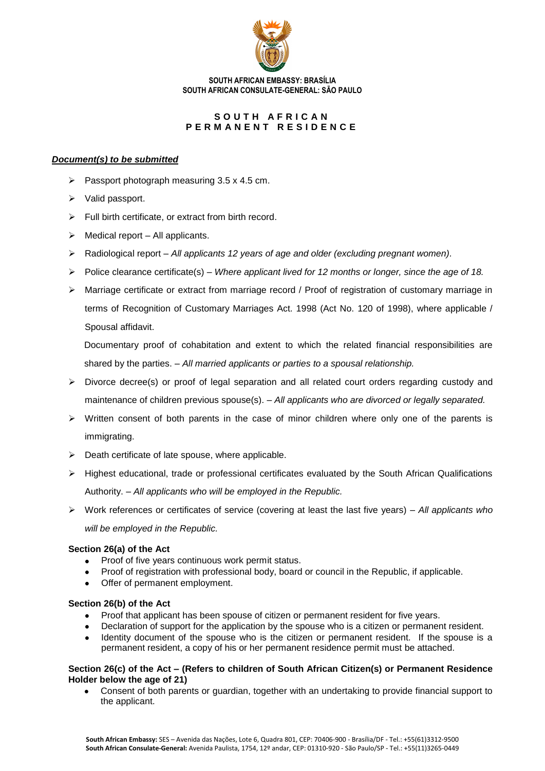**SOUTH AFRICAN EMBASSY: BRASÍLIA**
**SOUTH AFRICAN CONSULATE-GENERAL: SÃO PAULO**

# SOUTH AFRICAN PERMANENT RESIDENCE

***Document(s) to be submitted***

- Passport photograph measuring 3.5 x 4.5 cm.
- Valid passport.
- Full birth certificate, or extract from birth record.
- Medical report – All applicants.
- Radiological report – *All applicants 12 years of age and older (excluding pregnant women)*.
- Police clearance certificate(s) – *Where applicant lived for 12 months or longer, since the age of 18.*
- Marriage certificate or extract from marriage record / Proof of registration of customary marriage in terms of Recognition of Customary Marriages Act. 1998 (Act No. 120 of 1998), where applicable / Spousal affidavit.

  Documentary proof of cohabitation and extent to which the related financial responsibilities are shared by the parties. – *All married applicants or parties to a spousal relationship.*
- Divorce decree(s) or proof of legal separation and all related court orders regarding custody and maintenance of children previous spouse(s). – *All applicants who are divorced or legally separated.*
- Written consent of both parents in the case of minor children where only one of the parents is immigrating.
- Death certificate of late spouse, where applicable.
- Highest educational, trade or professional certificates evaluated by the South African Qualifications Authority. – *All applicants who will be employed in the Republic.*
- Work references or certificates of service (covering at least the last five years) – *All applicants who will be employed in the Republic.*

**Section 26(a) of the Act**

- Proof of five years continuous work permit status.
- Proof of registration with professional body, board or council in the Republic, if applicable.
- Offer of permanent employment.

**Section 26(b) of the Act**

- Proof that applicant has been spouse of citizen or permanent resident for five years.
- Declaration of support for the application by the spouse who is a citizen or permanent resident.
- Identity document of the spouse who is the citizen or permanent resident. If the spouse is a permanent resident, a copy of his or her permanent residence permit must be attached.

**Section 26(c) of the Act – (Refers to children of South African Citizen(s) or Permanent Residence Holder below the age of 21)**

- Consent of both parents or guardian, together with an undertaking to provide financial support to the applicant.

**South African Embassy:** SES – Avenida das Nações, Lote 6, Quadra 801, CEP: 70406-900 - Brasília/DF - Tel.: +55(61)3312-9500
**South African Consulate-General:** Avenida Paulista, 1754, 12º andar, CEP: 01310-920 - São Paulo/SP - Tel.: +55(11)3265-0449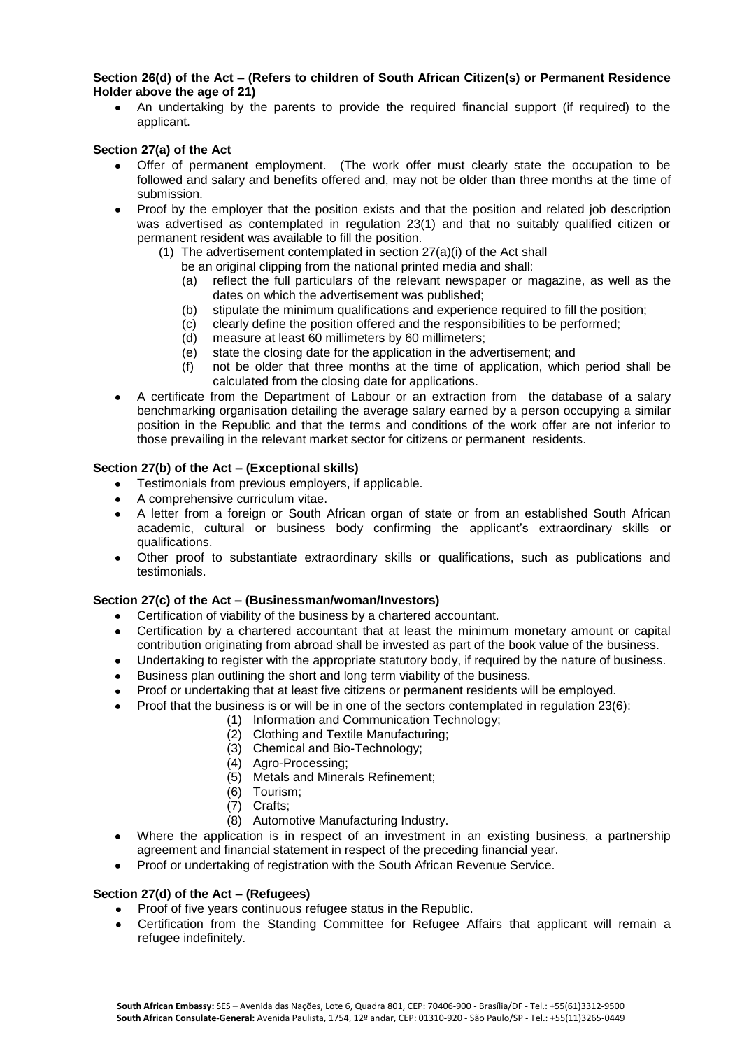**Section 26(d) of the Act – (Refers to children of South African Citizen(s) or Permanent Residence Holder above the age of 21)**

- An undertaking by the parents to provide the required financial support (if required) to the applicant.

**Section 27(a) of the Act**

- Offer of permanent employment. (The work offer must clearly state the occupation to be followed and salary and benefits offered and, may not be older than three months at the time of submission.
- Proof by the employer that the position exists and that the position and related job description was advertised as contemplated in regulation 23(1) and that no suitably qualified citizen or permanent resident was available to fill the position.
  (1) The advertisement contemplated in section 27(a)(i) of the Act shall be an original clipping from the national printed media and shall:
  (a) reflect the full particulars of the relevant newspaper or magazine, as well as the dates on which the advertisement was published;
  (b) stipulate the minimum qualifications and experience required to fill the position;
  (c) clearly define the position offered and the responsibilities to be performed;
  (d) measure at least 60 millimeters by 60 millimeters;
  (e) state the closing date for the application in the advertisement; and
  (f) not be older that three months at the time of application, which period shall be calculated from the closing date for applications.
- A certificate from the Department of Labour or an extraction from the database of a salary benchmarking organisation detailing the average salary earned by a person occupying a similar position in the Republic and that the terms and conditions of the work offer are not inferior to those prevailing in the relevant market sector for citizens or permanent residents.

**Section 27(b) of the Act – (Exceptional skills)**

- Testimonials from previous employers, if applicable.
- A comprehensive curriculum vitae.
- A letter from a foreign or South African organ of state or from an established South African academic, cultural or business body confirming the applicant's extraordinary skills or qualifications.
- Other proof to substantiate extraordinary skills or qualifications, such as publications and testimonials.

**Section 27(c) of the Act – (Businessman/woman/Investors)**

- Certification of viability of the business by a chartered accountant.
- Certification by a chartered accountant that at least the minimum monetary amount or capital contribution originating from abroad shall be invested as part of the book value of the business.
- Undertaking to register with the appropriate statutory body, if required by the nature of business.
- Business plan outlining the short and long term viability of the business.
- Proof or undertaking that at least five citizens or permanent residents will be employed.
- Proof that the business is or will be in one of the sectors contemplated in regulation 23(6):
  (1) Information and Communication Technology;
  (2) Clothing and Textile Manufacturing;
  (3) Chemical and Bio-Technology;
  (4) Agro-Processing;
  (5) Metals and Minerals Refinement;
  (6) Tourism;
  (7) Crafts;
  (8) Automotive Manufacturing Industry.
- Where the application is in respect of an investment in an existing business, a partnership agreement and financial statement in respect of the preceding financial year.
- Proof or undertaking of registration with the South African Revenue Service.

**Section 27(d) of the Act – (Refugees)**

- Proof of five years continuous refugee status in the Republic.
- Certification from the Standing Committee for Refugee Affairs that applicant will remain a refugee indefinitely.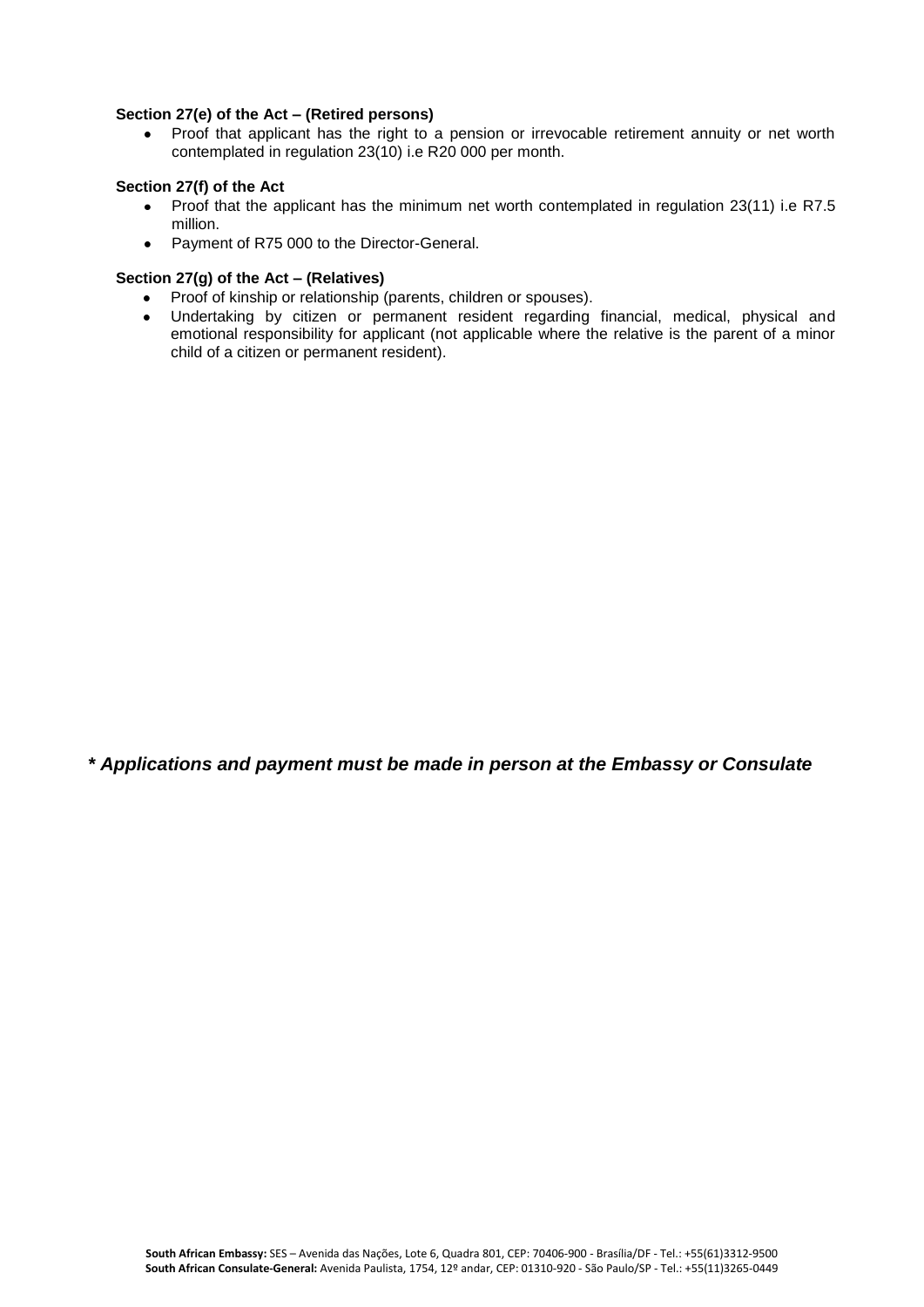**Section 27(e) of the Act – (Retired persons)**

- Proof that applicant has the right to a pension or irrevocable retirement annuity or net worth contemplated in regulation 23(10) i.e R20 000 per month.

**Section 27(f) of the Act**

- Proof that the applicant has the minimum net worth contemplated in regulation 23(11) i.e R7.5 million.
- Payment of R75 000 to the Director-General.

**Section 27(g) of the Act – (Relatives)**

- Proof of kinship or relationship (parents, children or spouses).
- Undertaking by citizen or permanent resident regarding financial, medical, physical and emotional responsibility for applicant (not applicable where the relative is the parent of a minor child of a citizen or permanent resident).

***\* Applications and payment must be made in person at the Embassy or Consulate***

**South African Embassy:** SES – Avenida das Nações, Lote 6, Quadra 801, CEP: 70406-900 - Brasília/DF - Tel.: +55(61)3312-9500
**South African Consulate-General:** Avenida Paulista, 1754, 12º andar, CEP: 01310-920 - São Paulo/SP - Tel.: +55(11)3265-0449